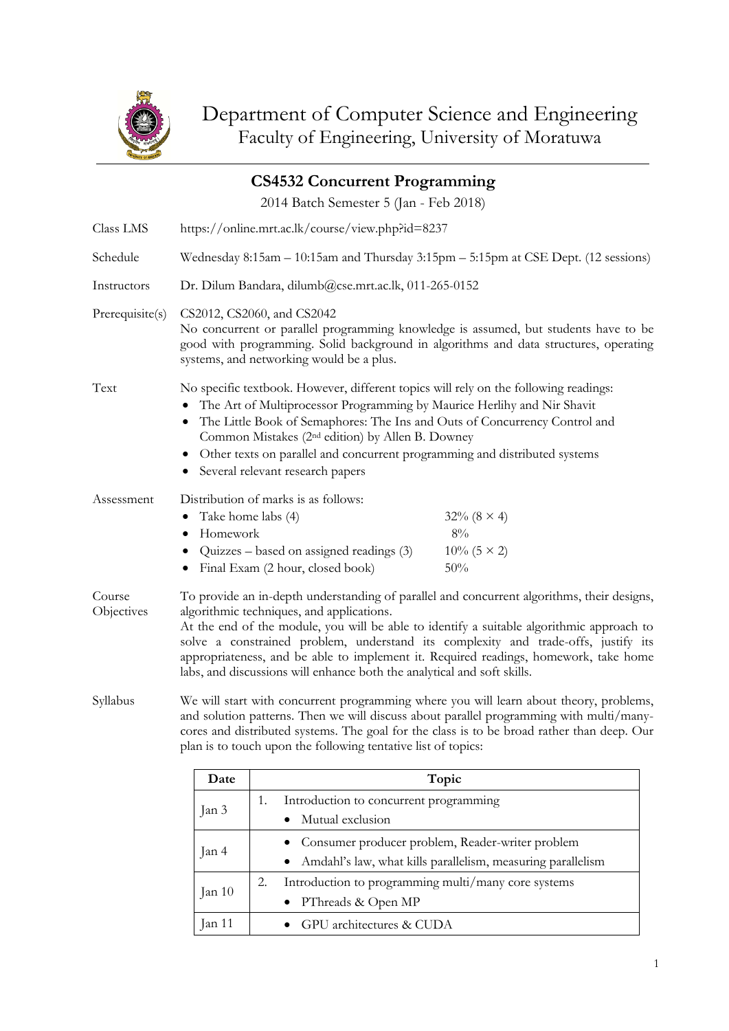# Department of Computer Science and Engineering

Faculty of Engineering, University of Moratuwa

## CS4532 Concurrent Programming

2014 Batch Semester 5 (Jan - Feb 2018)

**Class LMS**
https://online.mrt.ac.lk/course/view.php?id=8237

**Schedule**
Wednesday 8:15am – 10:15am and Thursday 3:15pm – 5:15pm at CSE Dept. (12 sessions)

**Instructors**
Dr. Dilum Bandara, dilumb@cse.mrt.ac.lk, 011-265-0152

**Prerequisite(s)**
CS2012, CS2060, and CS2042
No concurrent or parallel programming knowledge is assumed, but students have to be good with programming. Solid background in algorithms and data structures, operating systems, and networking would be a plus.

**Text**
No specific textbook. However, different topics will rely on the following readings:

- The Art of Multiprocessor Programming by Maurice Herlihy and Nir Shavit
- The Little Book of Semaphores: The Ins and Outs of Concurrency Control and Common Mistakes (2nd edition) by Allen B. Downey
- Other texts on parallel and concurrent programming and distributed systems
- Several relevant research papers

**Assessment**
Distribution of marks is as follows:

- Take home labs (4) — 32% ($8 \times 4$)
- Homework — 8%
- Quizzes – based on assigned readings (3) — 10% ($5 \times 2$)
- Final Exam (2 hour, closed book) — 50%

**Course Objectives**
To provide an in-depth understanding of parallel and concurrent algorithms, their designs, algorithmic techniques, and applications.
At the end of the module, you will be able to identify a suitable algorithmic approach to solve a constrained problem, understand its complexity and trade-offs, justify its appropriateness, and be able to implement it. Required readings, homework, take home labs, and discussions will enhance both the analytical and soft skills.

**Syllabus**
We will start with concurrent programming where you will learn about theory, problems, and solution patterns. Then we will discuss about parallel programming with multi/many-cores and distributed systems. The goal for the class is to be broad rather than deep. Our plan is to touch upon the following tentative list of topics:

| Date | Topic |
|---|---|
| Jan 3 | 1. Introduction to concurrent programming<br>• Mutual exclusion |
| Jan 4 | • Consumer producer problem, Reader-writer problem<br>• Amdahl's law, what kills parallelism, measuring parallelism |
| Jan 10 | 2. Introduction to programming multi/many core systems<br>• PThreads & Open MP |
| Jan 11 | • GPU architectures & CUDA |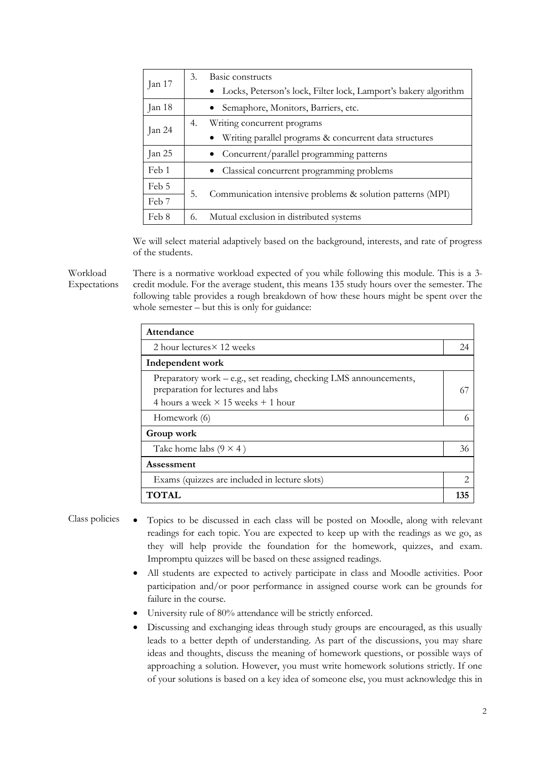| Date | Topic |
|---|---|
| Jan 17 | 3. Basic constructs<br>• Locks, Peterson's lock, Filter lock, Lamport's bakery algorithm |
| Jan 18 | • Semaphore, Monitors, Barriers, etc. |
| Jan 24 | 4. Writing concurrent programs<br>• Writing parallel programs & concurrent data structures |
| Jan 25 | • Concurrent/parallel programming patterns |
| Feb 1 | • Classical concurrent programming problems |
| Feb 5 | 5. Communication intensive problems & solution patterns (MPI) |
| Feb 7 | |
| Feb 8 | 6. Mutual exclusion in distributed systems |

We will select material adaptively based on the background, interests, and rate of progress of the students.

**Workload Expectations**

There is a normative workload expected of you while following this module. This is a 3-credit module. For the average student, this means 135 study hours over the semester. The following table provides a rough breakdown of how these hours might be spent over the whole semester – but this is only for guidance:

| **Attendance** | |
|---|---|
| 2 hour lectures × 12 weeks | 24 |
| **Independent work** | |
| Preparatory work – e.g., set reading, checking LMS announcements, preparation for lectures and labs<br>4 hours a week × 15 weeks + 1 hour | 67 |
| Homework (6) | 6 |
| **Group work** | |
| Take home labs (9 × 4 ) | 36 |
| **Assessment** | |
| Exams (quizzes are included in lecture slots) | 2 |
| **TOTAL** | **135** |

**Class policies**

- Topics to be discussed in each class will be posted on Moodle, along with relevant readings for each topic. You are expected to keep up with the readings as we go, as they will help provide the foundation for the homework, quizzes, and exam. Impromptu quizzes will be based on these assigned readings.
- All students are expected to actively participate in class and Moodle activities. Poor participation and/or poor performance in assigned course work can be grounds for failure in the course.
- University rule of 80% attendance will be strictly enforced.
- Discussing and exchanging ideas through study groups are encouraged, as this usually leads to a better depth of understanding. As part of the discussions, you may share ideas and thoughts, discuss the meaning of homework questions, or possible ways of approaching a solution. However, you must write homework solutions strictly. If one of your solutions is based on a key idea of someone else, you must acknowledge this in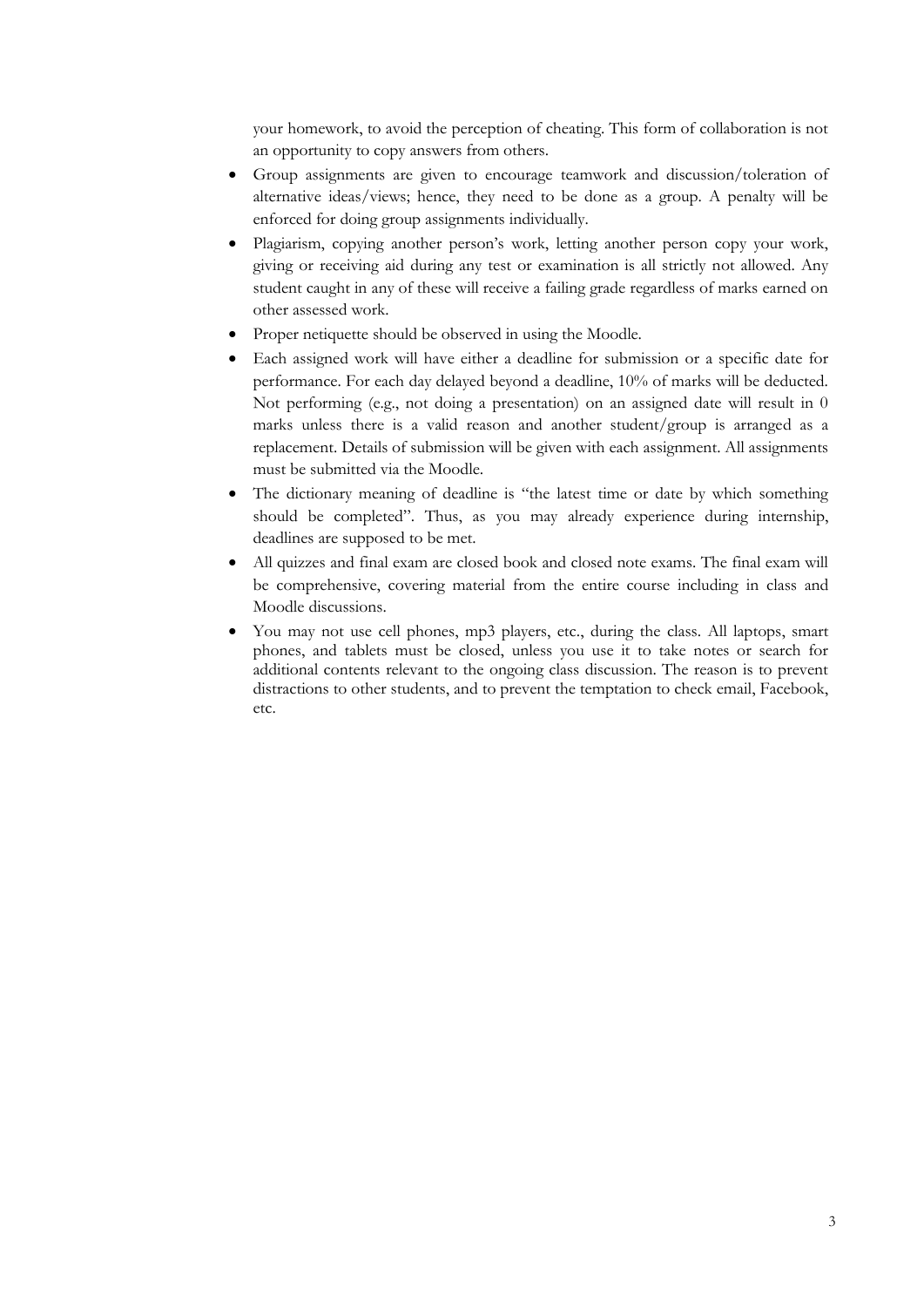your homework, to avoid the perception of cheating. This form of collaboration is not an opportunity to copy answers from others.

- Group assignments are given to encourage teamwork and discussion/toleration of alternative ideas/views; hence, they need to be done as a group. A penalty will be enforced for doing group assignments individually.
- Plagiarism, copying another person's work, letting another person copy your work, giving or receiving aid during any test or examination is all strictly not allowed. Any student caught in any of these will receive a failing grade regardless of marks earned on other assessed work.
- Proper netiquette should be observed in using the Moodle.
- Each assigned work will have either a deadline for submission or a specific date for performance. For each day delayed beyond a deadline, 10% of marks will be deducted. Not performing (e.g., not doing a presentation) on an assigned date will result in 0 marks unless there is a valid reason and another student/group is arranged as a replacement. Details of submission will be given with each assignment. All assignments must be submitted via the Moodle.
- The dictionary meaning of deadline is "the latest time or date by which something should be completed". Thus, as you may already experience during internship, deadlines are supposed to be met.
- All quizzes and final exam are closed book and closed note exams. The final exam will be comprehensive, covering material from the entire course including in class and Moodle discussions.
- You may not use cell phones, mp3 players, etc., during the class. All laptops, smart phones, and tablets must be closed, unless you use it to take notes or search for additional contents relevant to the ongoing class discussion. The reason is to prevent distractions to other students, and to prevent the temptation to check email, Facebook, etc.